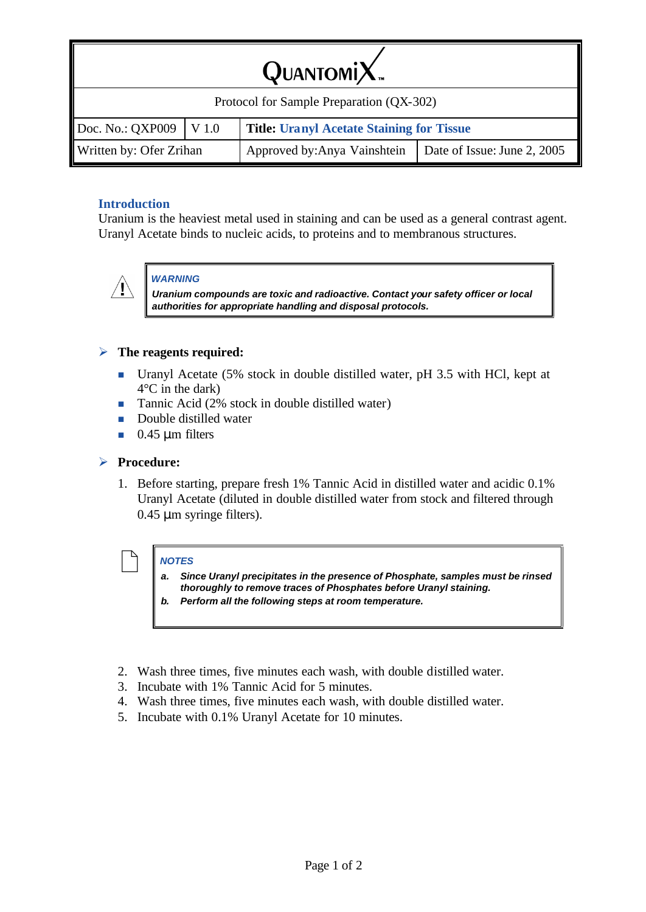| QUANTOMIX™ | | | |
|---|---|---|---|
| Protocol for Sample Preparation (QX-302) | | | |
| Doc. No.: QXP009 | V 1.0 | **Title: Uranyl Acetate Staining for Tissue** | |
| Written by: Ofer Zrihan | | Approved by: Anya Vainshtein | Date of Issue: June 2, 2005 |

## Introduction

Uranium is the heaviest metal used in staining and can be used as a general contrast agent. Uranyl Acetate binds to nucleic acids, to proteins and to membranous structures.

> ***WARNING***
>
> ***Uranium compounds are toxic and radioactive. Contact your safety officer or local authorities for appropriate handling and disposal protocols.***

### The reagents required:

- Uranyl Acetate (5% stock in double distilled water, pH 3.5 with HCl, kept at 4°C in the dark)
- Tannic Acid (2% stock in double distilled water)
- Double distilled water
- 0.45 µm filters

### Procedure:

1. Before starting, prepare fresh 1% Tannic Acid in distilled water and acidic 0.1% Uranyl Acetate (diluted in double distilled water from stock and filtered through 0.45 µm syringe filters).

> ***NOTES***
>
> ***a. Since Uranyl precipitates in the presence of Phosphate, samples must be rinsed thoroughly to remove traces of Phosphates before Uranyl staining.***
>
> ***b. Perform all the following steps at room temperature.***

2. Wash three times, five minutes each wash, with double distilled water.
3. Incubate with 1% Tannic Acid for 5 minutes.
4. Wash three times, five minutes each wash, with double distilled water.
5. Incubate with 0.1% Uranyl Acetate for 10 minutes.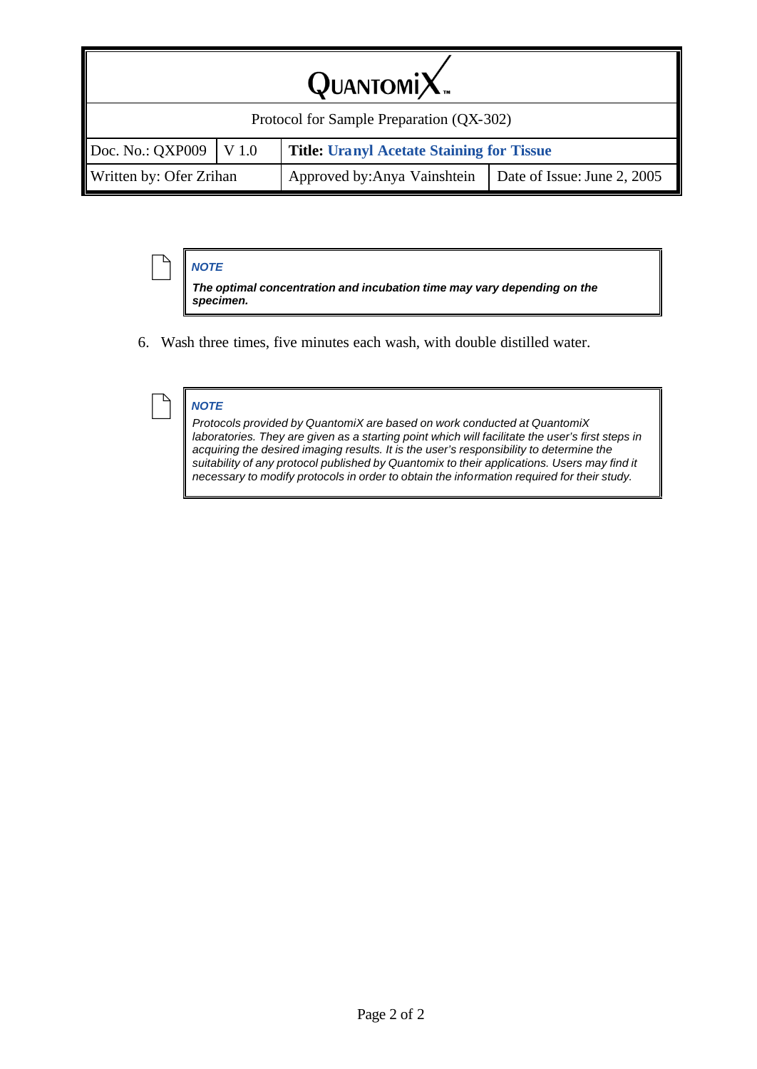| | | | |
|---|---|---|---|
| **QUANTOMIX** | | | |
| Protocol for Sample Preparation (QX-302) | | | |
| Doc. No.: QXP009 | V 1.0 | **Title: Uranyl Acetate Staining for Tissue** | |
| Written by: Ofer Zrihan | | Approved by:Anya Vainshtein | Date of Issue: June 2, 2005 |

> ***NOTE***
>
> ***The optimal concentration and incubation time may vary depending on the specimen.***

6. Wash three times, five minutes each wash, with double distilled water.

> ***NOTE***
>
> *Protocols provided by QuantomiX are based on work conducted at QuantomiX laboratories. They are given as a starting point which will facilitate the user's first steps in acquiring the desired imaging results. It is the user's responsibility to determine the suitability of any protocol published by Quantomix to their applications. Users may find it necessary to modify protocols in order to obtain the information required for their study.*